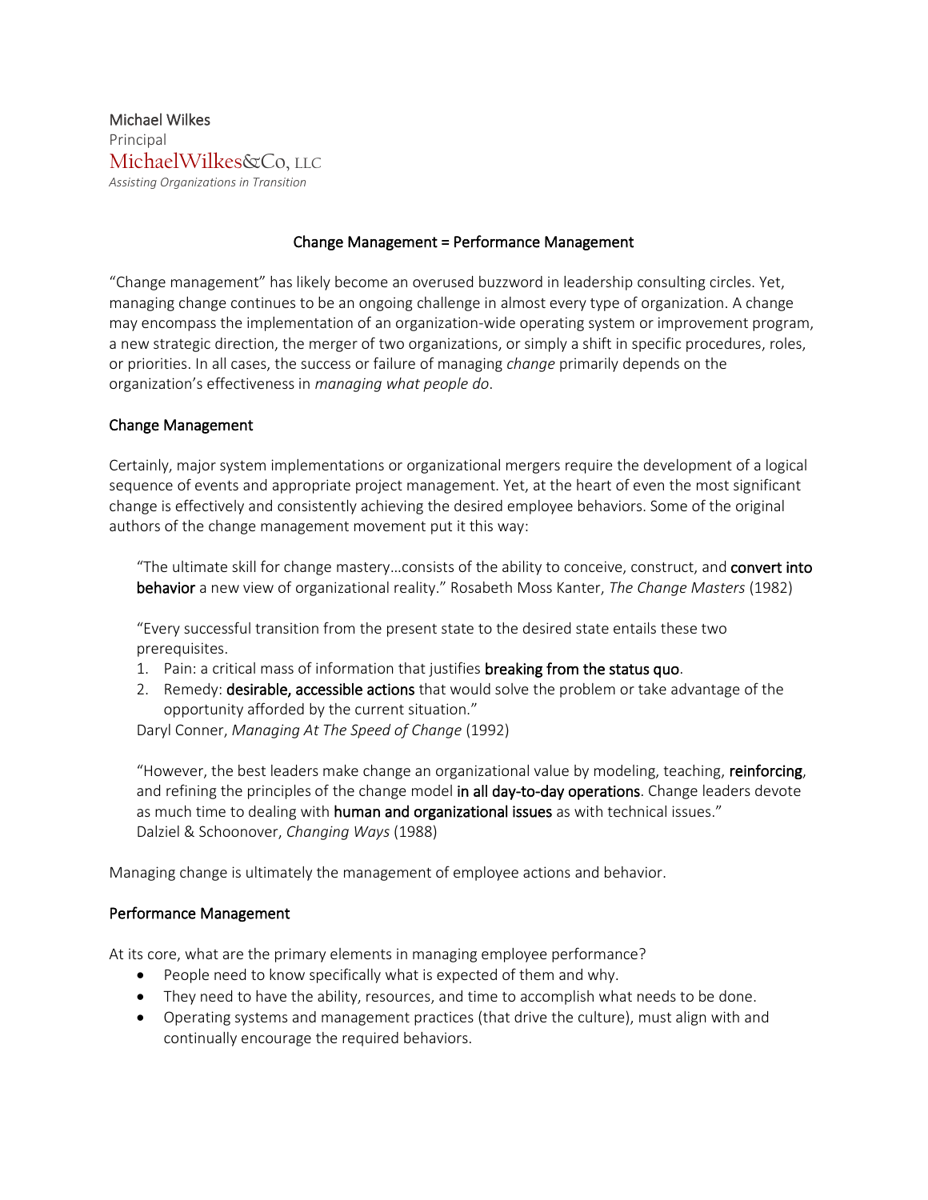Michael Wilkes
Principal
MichaelWilkes&Co, LLC
*Assisting Organizations in Transition*

## Change Management = Performance Management

"Change management" has likely become an overused buzzword in leadership consulting circles. Yet, managing change continues to be an ongoing challenge in almost every type of organization. A change may encompass the implementation of an organization-wide operating system or improvement program, a new strategic direction, the merger of two organizations, or simply a shift in specific procedures, roles, or priorities. In all cases, the success or failure of managing *change* primarily depends on the organization's effectiveness in *managing what people do*.

### Change Management

Certainly, major system implementations or organizational mergers require the development of a logical sequence of events and appropriate project management. Yet, at the heart of even the most significant change is effectively and consistently achieving the desired employee behaviors. Some of the original authors of the change management movement put it this way:

> "The ultimate skill for change mastery…consists of the ability to conceive, construct, and **convert into behavior** a new view of organizational reality." Rosabeth Moss Kanter, *The Change Masters* (1982)
>
> "Every successful transition from the present state to the desired state entails these two prerequisites.
> 1. Pain: a critical mass of information that justifies **breaking from the status quo**.
> 2. Remedy: **desirable, accessible actions** that would solve the problem or take advantage of the opportunity afforded by the current situation."
>
> Daryl Conner, *Managing At The Speed of Change* (1992)
>
> "However, the best leaders make change an organizational value by modeling, teaching, **reinforcing**, and refining the principles of the change model **in all day-to-day operations**. Change leaders devote as much time to dealing with **human and organizational issues** as with technical issues."
> Dalziel & Schoonover, *Changing Ways* (1988)

Managing change is ultimately the management of employee actions and behavior.

### Performance Management

At its core, what are the primary elements in managing employee performance?

- People need to know specifically what is expected of them and why.
- They need to have the ability, resources, and time to accomplish what needs to be done.
- Operating systems and management practices (that drive the culture), must align with and continually encourage the required behaviors.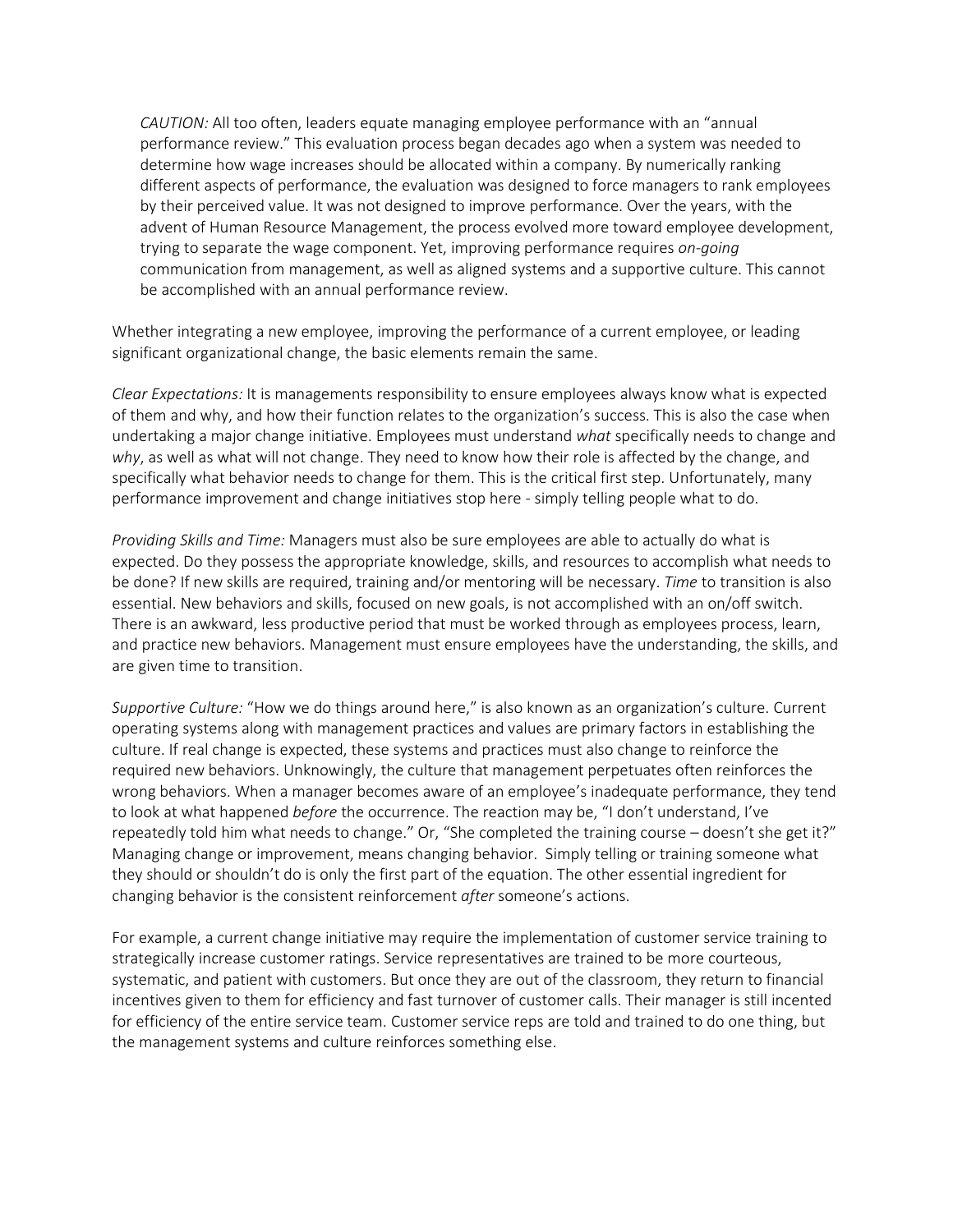> *CAUTION:* All too often, leaders equate managing employee performance with an "annual performance review." This evaluation process began decades ago when a system was needed to determine how wage increases should be allocated within a company. By numerically ranking different aspects of performance, the evaluation was designed to force managers to rank employees by their perceived value. It was not designed to improve performance. Over the years, with the advent of Human Resource Management, the process evolved more toward employee development, trying to separate the wage component. Yet, improving performance requires *on-going* communication from management, as well as aligned systems and a supportive culture. This cannot be accomplished with an annual performance review.

Whether integrating a new employee, improving the performance of a current employee, or leading significant organizational change, the basic elements remain the same.

*Clear Expectations:* It is managements responsibility to ensure employees always know what is expected of them and why, and how their function relates to the organization's success. This is also the case when undertaking a major change initiative. Employees must understand *what* specifically needs to change and *why*, as well as what will not change. They need to know how their role is affected by the change, and specifically what behavior needs to change for them. This is the critical first step. Unfortunately, many performance improvement and change initiatives stop here - simply telling people what to do.

*Providing Skills and Time:* Managers must also be sure employees are able to actually do what is expected. Do they possess the appropriate knowledge, skills, and resources to accomplish what needs to be done? If new skills are required, training and/or mentoring will be necessary. *Time* to transition is also essential. New behaviors and skills, focused on new goals, is not accomplished with an on/off switch. There is an awkward, less productive period that must be worked through as employees process, learn, and practice new behaviors. Management must ensure employees have the understanding, the skills, and are given time to transition.

*Supportive Culture:* "How we do things around here," is also known as an organization's culture. Current operating systems along with management practices and values are primary factors in establishing the culture. If real change is expected, these systems and practices must also change to reinforce the required new behaviors. Unknowingly, the culture that management perpetuates often reinforces the wrong behaviors. When a manager becomes aware of an employee's inadequate performance, they tend to look at what happened *before* the occurrence. The reaction may be, "I don't understand, I've repeatedly told him what needs to change." Or, "She completed the training course – doesn't she get it?" Managing change or improvement, means changing behavior. Simply telling or training someone what they should or shouldn't do is only the first part of the equation. The other essential ingredient for changing behavior is the consistent reinforcement *after* someone's actions.

For example, a current change initiative may require the implementation of customer service training to strategically increase customer ratings. Service representatives are trained to be more courteous, systematic, and patient with customers. But once they are out of the classroom, they return to financial incentives given to them for efficiency and fast turnover of customer calls. Their manager is still incented for efficiency of the entire service team. Customer service reps are told and trained to do one thing, but the management systems and culture reinforces something else.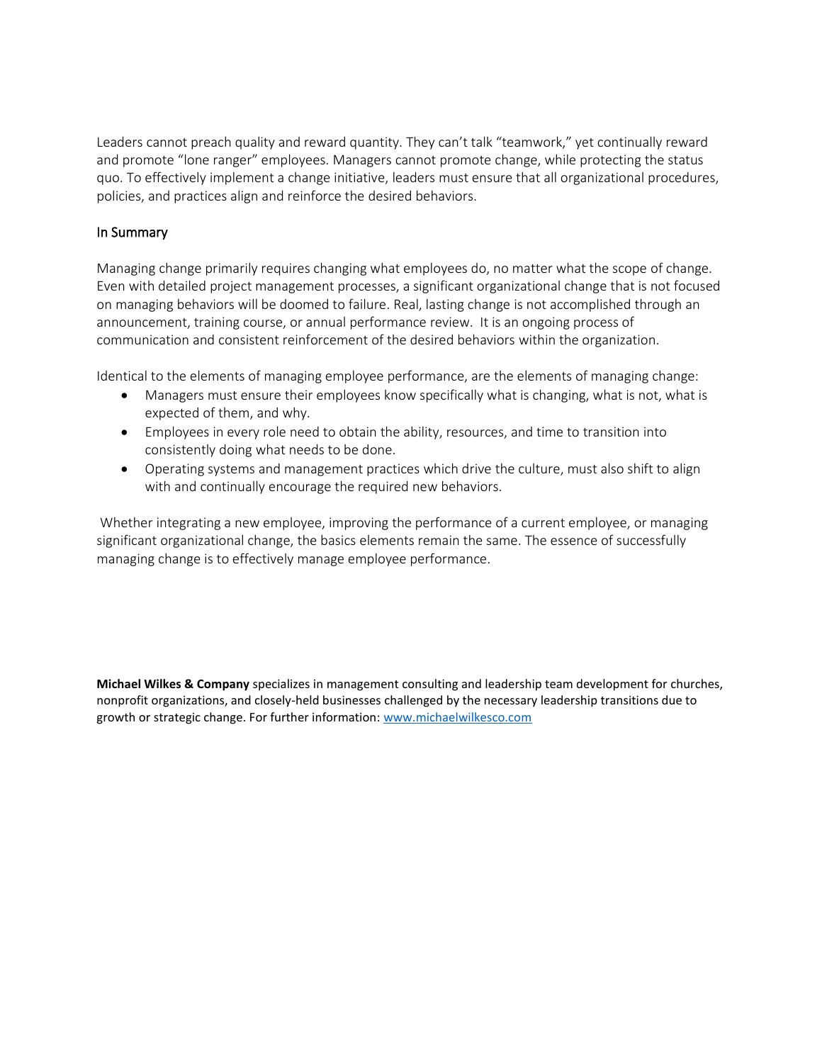Leaders cannot preach quality and reward quantity. They can't talk "teamwork," yet continually reward and promote "lone ranger" employees. Managers cannot promote change, while protecting the status quo. To effectively implement a change initiative, leaders must ensure that all organizational procedures, policies, and practices align and reinforce the desired behaviors.

## In Summary

Managing change primarily requires changing what employees do, no matter what the scope of change. Even with detailed project management processes, a significant organizational change that is not focused on managing behaviors will be doomed to failure. Real, lasting change is not accomplished through an announcement, training course, or annual performance review. It is an ongoing process of communication and consistent reinforcement of the desired behaviors within the organization.

Identical to the elements of managing employee performance, are the elements of managing change:

- Managers must ensure their employees know specifically what is changing, what is not, what is expected of them, and why.
- Employees in every role need to obtain the ability, resources, and time to transition into consistently doing what needs to be done.
- Operating systems and management practices which drive the culture, must also shift to align with and continually encourage the required new behaviors.

Whether integrating a new employee, improving the performance of a current employee, or managing significant organizational change, the basics elements remain the same. The essence of successfully managing change is to effectively manage employee performance.

**Michael Wilkes & Company** specializes in management consulting and leadership team development for churches, nonprofit organizations, and closely-held businesses challenged by the necessary leadership transitions due to growth or strategic change. For further information: [www.michaelwilkesco.com](http://www.michaelwilkesco.com)